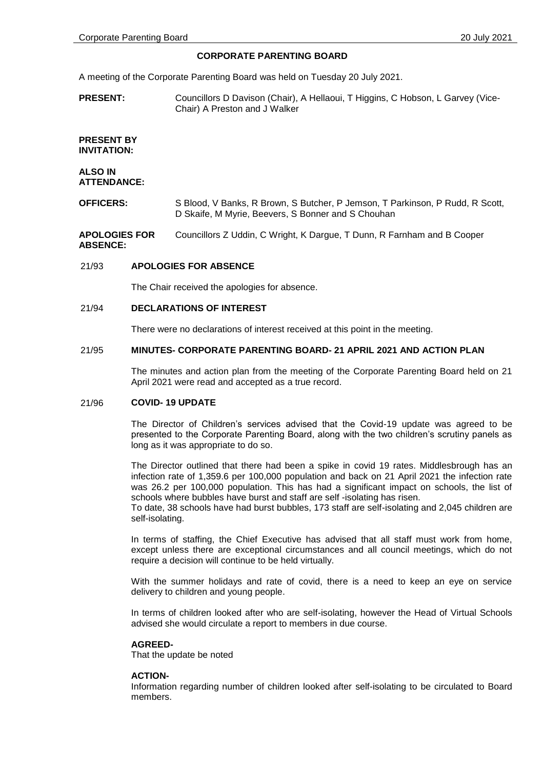# CORPORATE PARENTING BOARD

A meeting of the Corporate Parenting Board was held on Tuesday 20 July 2021.

| | |
|---|---|
| **PRESENT:** | Councillors D Davison (Chair), A Hellaoui, T Higgins, C Hobson, L Garvey (Vice-Chair) A Preston and J Walker |
| **PRESENT BY INVITATION:** | |
| **ALSO IN ATTENDANCE:** | |
| **OFFICERS:** | S Blood, V Banks, R Brown, S Butcher, P Jemson, T Parkinson, P Rudd, R Scott, D Skaife, M Myrie, Beevers, S Bonner and S Chouhan |
| **APOLOGIES FOR ABSENCE:** | Councillors Z Uddin, C Wright, K Dargue, T Dunn, R Farnham and B Cooper |

## 21/93 APOLOGIES FOR ABSENCE

The Chair received the apologies for absence.

## 21/94 DECLARATIONS OF INTEREST

There were no declarations of interest received at this point in the meeting.

## 21/95 MINUTES- CORPORATE PARENTING BOARD- 21 APRIL 2021 AND ACTION PLAN

The minutes and action plan from the meeting of the Corporate Parenting Board held on 21 April 2021 were read and accepted as a true record.

## 21/96 COVID- 19 UPDATE

The Director of Children's services advised that the Covid-19 update was agreed to be presented to the Corporate Parenting Board, along with the two children's scrutiny panels as long as it was appropriate to do so.

The Director outlined that there had been a spike in covid 19 rates. Middlesbrough has an infection rate of 1,359.6 per 100,000 population and back on 21 April 2021 the infection rate was 26.2 per 100,000 population. This has had a significant impact on schools, the list of schools where bubbles have burst and staff are self -isolating has risen.
To date, 38 schools have had burst bubbles, 173 staff are self-isolating and 2,045 children are self-isolating.

In terms of staffing, the Chief Executive has advised that all staff must work from home, except unless there are exceptional circumstances and all council meetings, which do not require a decision will continue to be held virtually.

With the summer holidays and rate of covid, there is a need to keep an eye on service delivery to children and young people.

In terms of children looked after who are self-isolating, however the Head of Virtual Schools advised she would circulate a report to members in due course.

**AGREED-**
That the update be noted

**ACTION-**
Information regarding number of children looked after self-isolating to be circulated to Board members.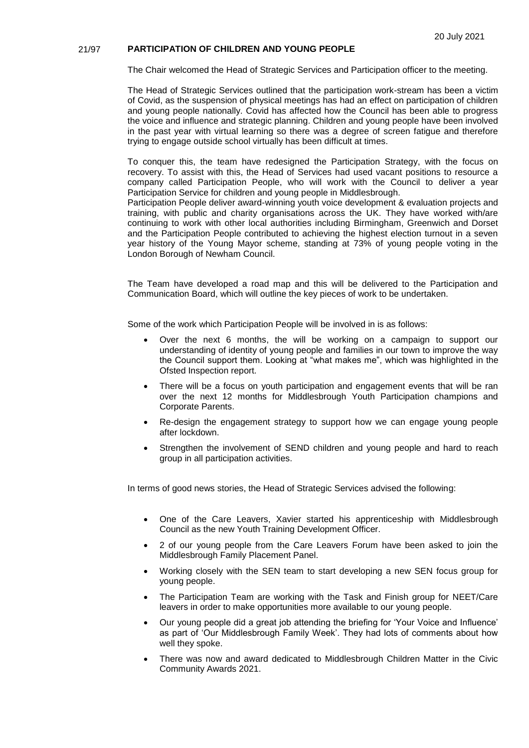## 21/97 PARTICIPATION OF CHILDREN AND YOUNG PEOPLE

The Chair welcomed the Head of Strategic Services and Participation officer to the meeting.

The Head of Strategic Services outlined that the participation work-stream has been a victim of Covid, as the suspension of physical meetings has had an effect on participation of children and young people nationally. Covid has affected how the Council has been able to progress the voice and influence and strategic planning. Children and young people have been involved in the past year with virtual learning so there was a degree of screen fatigue and therefore trying to engage outside school virtually has been difficult at times.

To conquer this, the team have redesigned the Participation Strategy, with the focus on recovery. To assist with this, the Head of Services had used vacant positions to resource a company called Participation People, who will work with the Council to deliver a year Participation Service for children and young people in Middlesbrough.

Participation People deliver award-winning youth voice development & evaluation projects and training, with public and charity organisations across the UK. They have worked with/are continuing to work with other local authorities including Birmingham, Greenwich and Dorset and the Participation People contributed to achieving the highest election turnout in a seven year history of the Young Mayor scheme, standing at 73% of young people voting in the London Borough of Newham Council.

The Team have developed a road map and this will be delivered to the Participation and Communication Board, which will outline the key pieces of work to be undertaken.

Some of the work which Participation People will be involved in is as follows:

- Over the next 6 months, the will be working on a campaign to support our understanding of identity of young people and families in our town to improve the way the Council support them. Looking at "what makes me", which was highlighted in the Ofsted Inspection report.
- There will be a focus on youth participation and engagement events that will be ran over the next 12 months for Middlesbrough Youth Participation champions and Corporate Parents.
- Re-design the engagement strategy to support how we can engage young people after lockdown.
- Strengthen the involvement of SEND children and young people and hard to reach group in all participation activities.

In terms of good news stories, the Head of Strategic Services advised the following:

- One of the Care Leavers, Xavier started his apprenticeship with Middlesbrough Council as the new Youth Training Development Officer.
- 2 of our young people from the Care Leavers Forum have been asked to join the Middlesbrough Family Placement Panel.
- Working closely with the SEN team to start developing a new SEN focus group for young people.
- The Participation Team are working with the Task and Finish group for NEET/Care leavers in order to make opportunities more available to our young people.
- Our young people did a great job attending the briefing for 'Your Voice and Influence' as part of 'Our Middlesbrough Family Week'. They had lots of comments about how well they spoke.
- There was now and award dedicated to Middlesbrough Children Matter in the Civic Community Awards 2021.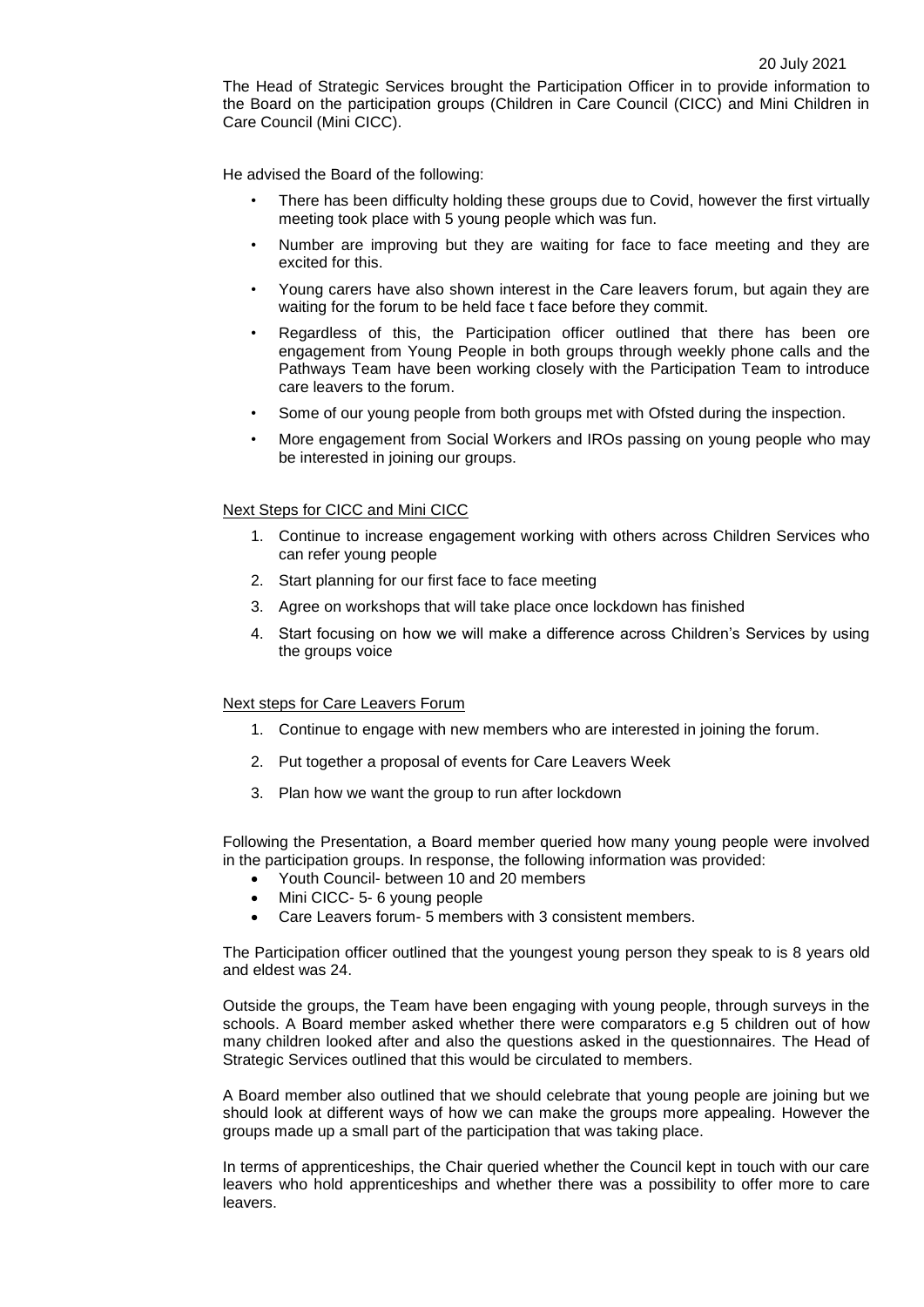The Head of Strategic Services brought the Participation Officer in to provide information to the Board on the participation groups (Children in Care Council (CICC) and Mini Children in Care Council (Mini CICC).

He advised the Board of the following:

- There has been difficulty holding these groups due to Covid, however the first virtually meeting took place with 5 young people which was fun.
- Number are improving but they are waiting for face to face meeting and they are excited for this.
- Young carers have also shown interest in the Care leavers forum, but again they are waiting for the forum to be held face t face before they commit.
- Regardless of this, the Participation officer outlined that there has been ore engagement from Young People in both groups through weekly phone calls and the Pathways Team have been working closely with the Participation Team to introduce care leavers to the forum.
- Some of our young people from both groups met with Ofsted during the inspection.
- More engagement from Social Workers and IROs passing on young people who may be interested in joining our groups.

Next Steps for CICC and Mini CICC

1. Continue to increase engagement working with others across Children Services who can refer young people
2. Start planning for our first face to face meeting
3. Agree on workshops that will take place once lockdown has finished
4. Start focusing on how we will make a difference across Children's Services by using the groups voice

Next steps for Care Leavers Forum

1. Continue to engage with new members who are interested in joining the forum.
2. Put together a proposal of events for Care Leavers Week
3. Plan how we want the group to run after lockdown

Following the Presentation, a Board member queried how many young people were involved in the participation groups. In response, the following information was provided:

- Youth Council- between 10 and 20 members
- Mini CICC- 5- 6 young people
- Care Leavers forum- 5 members with 3 consistent members.

The Participation officer outlined that the youngest young person they speak to is 8 years old and eldest was 24.

Outside the groups, the Team have been engaging with young people, through surveys in the schools. A Board member asked whether there were comparators e.g 5 children out of how many children looked after and also the questions asked in the questionnaires. The Head of Strategic Services outlined that this would be circulated to members.

A Board member also outlined that we should celebrate that young people are joining but we should look at different ways of how we can make the groups more appealing. However the groups made up a small part of the participation that was taking place.

In terms of apprenticeships, the Chair queried whether the Council kept in touch with our care leavers who hold apprenticeships and whether there was a possibility to offer more to care leavers.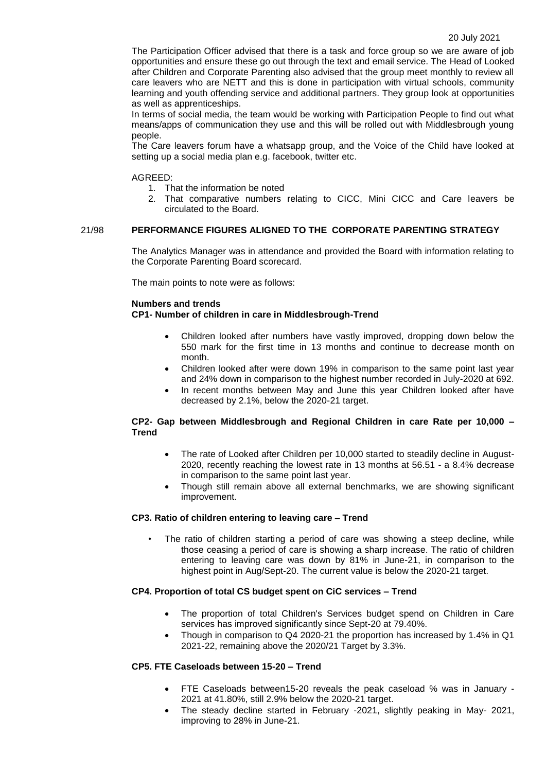The Participation Officer advised that there is a task and force group so we are aware of job opportunities and ensure these go out through the text and email service. The Head of Looked after Children and Corporate Parenting also advised that the group meet monthly to review all care leavers who are NETT and this is done in participation with virtual schools, community learning and youth offending service and additional partners. They group look at opportunities as well as apprenticeships.

In terms of social media, the team would be working with Participation People to find out what means/apps of communication they use and this will be rolled out with Middlesbrough young people.

The Care leavers forum have a whatsapp group, and the Voice of the Child have looked at setting up a social media plan e.g. facebook, twitter etc.

AGREED:

1. That the information be noted
2. That comparative numbers relating to CICC, Mini CICC and Care leavers be circulated to the Board.

## 21/98 PERFORMANCE FIGURES ALIGNED TO THE CORPORATE PARENTING STRATEGY

The Analytics Manager was in attendance and provided the Board with information relating to the Corporate Parenting Board scorecard.

The main points to note were as follows:

**Numbers and trends**

**CP1- Number of children in care in Middlesbrough-Trend**

- Children looked after numbers have vastly improved, dropping down below the 550 mark for the first time in 13 months and continue to decrease month on month.
- Children looked after were down 19% in comparison to the same point last year and 24% down in comparison to the highest number recorded in July-2020 at 692.
- In recent months between May and June this year Children looked after have decreased by 2.1%, below the 2020-21 target.

**CP2- Gap between Middlesbrough and Regional Children in care Rate per 10,000 – Trend**

- The rate of Looked after Children per 10,000 started to steadily decline in August-2020, recently reaching the lowest rate in 13 months at 56.51 - a 8.4% decrease in comparison to the same point last year.
- Though still remain above all external benchmarks, we are showing significant improvement.

**CP3. Ratio of children entering to leaving care – Trend**

- The ratio of children starting a period of care was showing a steep decline, while those ceasing a period of care is showing a sharp increase. The ratio of children entering to leaving care was down by 81% in June-21, in comparison to the highest point in Aug/Sept-20. The current value is below the 2020-21 target.

**CP4. Proportion of total CS budget spent on CiC services – Trend**

- The proportion of total Children's Services budget spend on Children in Care services has improved significantly since Sept-20 at 79.40%.
- Though in comparison to Q4 2020-21 the proportion has increased by 1.4% in Q1 2021-22, remaining above the 2020/21 Target by 3.3%.

**CP5. FTE Caseloads between 15-20 – Trend**

- FTE Caseloads between15-20 reveals the peak caseload % was in January -2021 at 41.80%, still 2.9% below the 2020-21 target.
- The steady decline started in February -2021, slightly peaking in May- 2021, improving to 28% in June-21.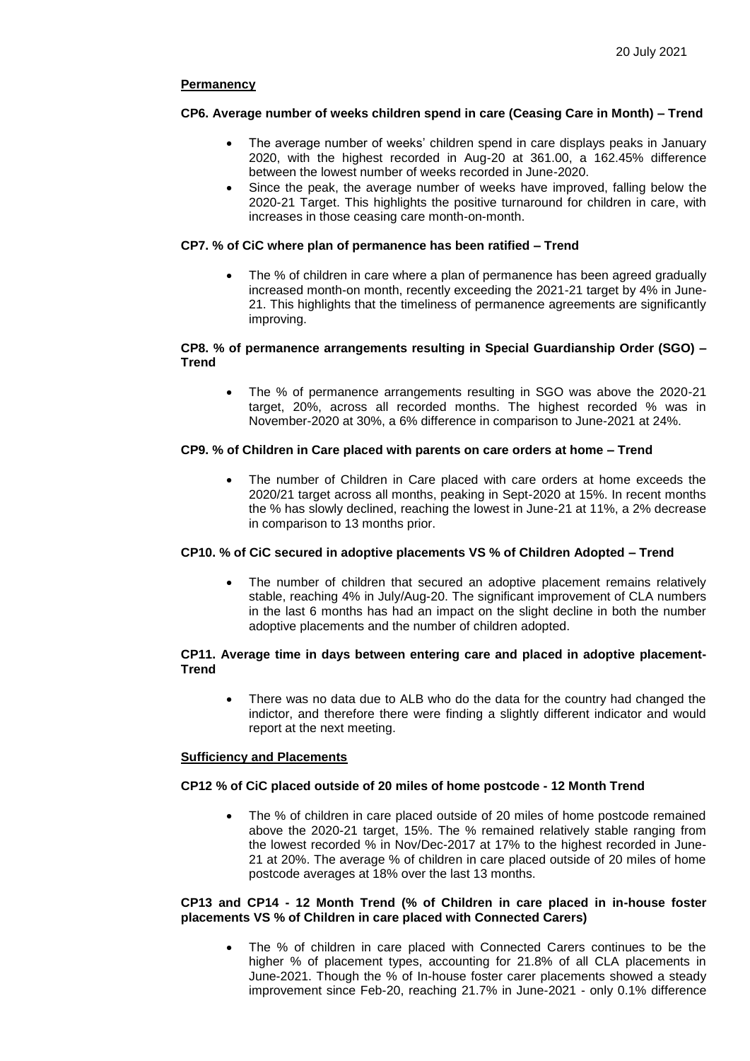**Permanency**

**CP6. Average number of weeks children spend in care (Ceasing Care in Month) – Trend**

- The average number of weeks' children spend in care displays peaks in January 2020, with the highest recorded in Aug-20 at 361.00, a 162.45% difference between the lowest number of weeks recorded in June-2020.
- Since the peak, the average number of weeks have improved, falling below the 2020-21 Target. This highlights the positive turnaround for children in care, with increases in those ceasing care month-on-month.

**CP7. % of CiC where plan of permanence has been ratified – Trend**

- The % of children in care where a plan of permanence has been agreed gradually increased month-on month, recently exceeding the 2021-21 target by 4% in June-21. This highlights that the timeliness of permanence agreements are significantly improving.

**CP8. % of permanence arrangements resulting in Special Guardianship Order (SGO) – Trend**

- The % of permanence arrangements resulting in SGO was above the 2020-21 target, 20%, across all recorded months. The highest recorded % was in November-2020 at 30%, a 6% difference in comparison to June-2021 at 24%.

**CP9. % of Children in Care placed with parents on care orders at home – Trend**

- The number of Children in Care placed with care orders at home exceeds the 2020/21 target across all months, peaking in Sept-2020 at 15%. In recent months the % has slowly declined, reaching the lowest in June-21 at 11%, a 2% decrease in comparison to 13 months prior.

**CP10. % of CiC secured in adoptive placements VS % of Children Adopted – Trend**

- The number of children that secured an adoptive placement remains relatively stable, reaching 4% in July/Aug-20. The significant improvement of CLA numbers in the last 6 months has had an impact on the slight decline in both the number adoptive placements and the number of children adopted.

**CP11. Average time in days between entering care and placed in adoptive placement- Trend**

- There was no data due to ALB who do the data for the country had changed the indictor, and therefore there were finding a slightly different indicator and would report at the next meeting.

**Sufficiency and Placements**

**CP12 % of CiC placed outside of 20 miles of home postcode - 12 Month Trend**

- The % of children in care placed outside of 20 miles of home postcode remained above the 2020-21 target, 15%. The % remained relatively stable ranging from the lowest recorded % in Nov/Dec-2017 at 17% to the highest recorded in June-21 at 20%. The average % of children in care placed outside of 20 miles of home postcode averages at 18% over the last 13 months.

**CP13 and CP14 - 12 Month Trend (% of Children in care placed in in-house foster placements VS % of Children in care placed with Connected Carers)**

- The % of children in care placed with Connected Carers continues to be the higher % of placement types, accounting for 21.8% of all CLA placements in June-2021. Though the % of In-house foster carer placements showed a steady improvement since Feb-20, reaching 21.7% in June-2021 - only 0.1% difference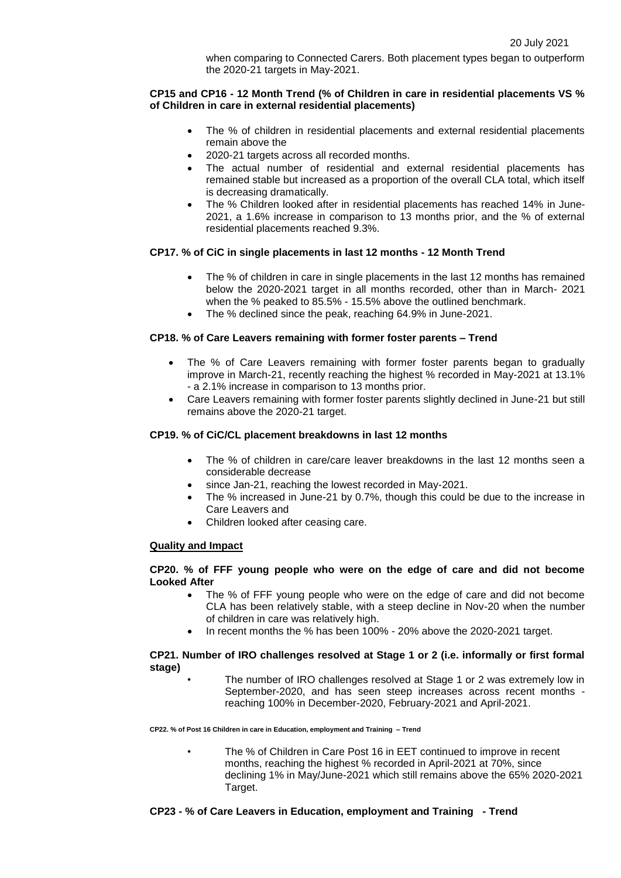when comparing to Connected Carers. Both placement types began to outperform the 2020-21 targets in May-2021.

**CP15 and CP16 - 12 Month Trend (% of Children in care in residential placements VS % of Children in care in external residential placements)**

- The % of children in residential placements and external residential placements remain above the
- 2020-21 targets across all recorded months.
- The actual number of residential and external residential placements has remained stable but increased as a proportion of the overall CLA total, which itself is decreasing dramatically.
- The % Children looked after in residential placements has reached 14% in June-2021, a 1.6% increase in comparison to 13 months prior, and the % of external residential placements reached 9.3%.

**CP17. % of CiC in single placements in last 12 months - 12 Month Trend**

- The % of children in care in single placements in the last 12 months has remained below the 2020-2021 target in all months recorded, other than in March- 2021 when the % peaked to 85.5% - 15.5% above the outlined benchmark.
- The % declined since the peak, reaching 64.9% in June-2021.

**CP18. % of Care Leavers remaining with former foster parents – Trend**

- The % of Care Leavers remaining with former foster parents began to gradually improve in March-21, recently reaching the highest % recorded in May-2021 at 13.1% - a 2.1% increase in comparison to 13 months prior.
- Care Leavers remaining with former foster parents slightly declined in June-21 but still remains above the 2020-21 target.

**CP19. % of CiC/CL placement breakdowns in last 12 months**

- The % of children in care/care leaver breakdowns in the last 12 months seen a considerable decrease
- since Jan-21, reaching the lowest recorded in May-2021.
- The % increased in June-21 by 0.7%, though this could be due to the increase in Care Leavers and
- Children looked after ceasing care.

**Quality and Impact**

**CP20. % of FFF young people who were on the edge of care and did not become Looked After**

- The % of FFF young people who were on the edge of care and did not become CLA has been relatively stable, with a steep decline in Nov-20 when the number of children in care was relatively high.
- In recent months the % has been 100% - 20% above the 2020-2021 target.

**CP21. Number of IRO challenges resolved at Stage 1 or 2 (i.e. informally or first formal stage)**

- The number of IRO challenges resolved at Stage 1 or 2 was extremely low in September-2020, and has seen steep increases across recent months - reaching 100% in December-2020, February-2021 and April-2021.

**CP22. % of Post 16 Children in care in Education, employment and Training – Trend**

- The % of Children in Care Post 16 in EET continued to improve in recent months, reaching the highest % recorded in April-2021 at 70%, since declining 1% in May/June-2021 which still remains above the 65% 2020-2021 Target.

**CP23 - % of Care Leavers in Education, employment and Training - Trend**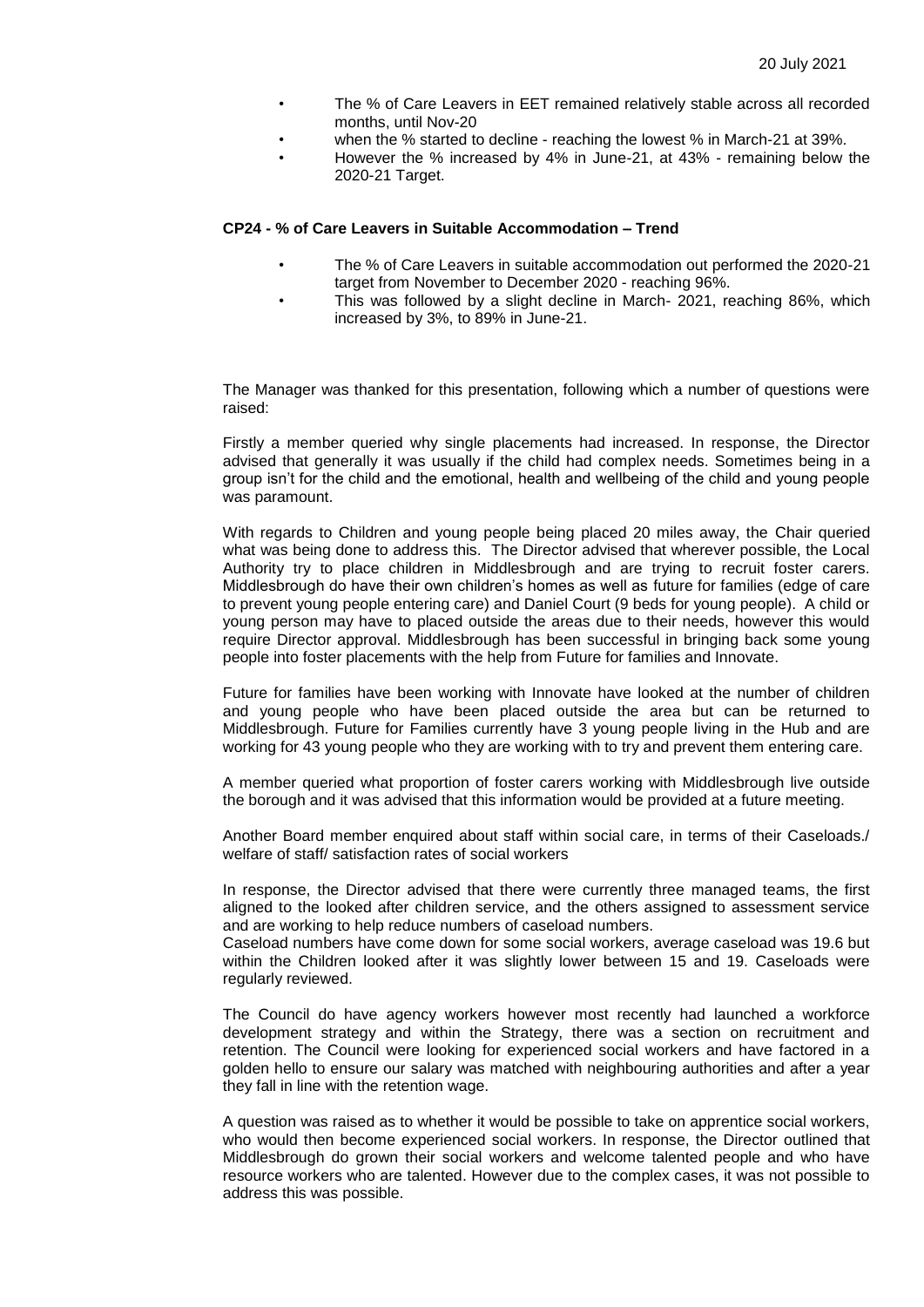- The % of Care Leavers in EET remained relatively stable across all recorded months, until Nov-20
- when the % started to decline - reaching the lowest % in March-21 at 39%.
- However the % increased by 4% in June-21, at 43% - remaining below the 2020-21 Target.

**CP24 - % of Care Leavers in Suitable Accommodation – Trend**

- The % of Care Leavers in suitable accommodation out performed the 2020-21 target from November to December 2020 - reaching 96%.
- This was followed by a slight decline in March- 2021, reaching 86%, which increased by 3%, to 89% in June-21.

The Manager was thanked for this presentation, following which a number of questions were raised:

Firstly a member queried why single placements had increased. In response, the Director advised that generally it was usually if the child had complex needs. Sometimes being in a group isn't for the child and the emotional, health and wellbeing of the child and young people was paramount.

With regards to Children and young people being placed 20 miles away, the Chair queried what was being done to address this. The Director advised that wherever possible, the Local Authority try to place children in Middlesbrough and are trying to recruit foster carers. Middlesbrough do have their own children's homes as well as future for families (edge of care to prevent young people entering care) and Daniel Court (9 beds for young people). A child or young person may have to placed outside the areas due to their needs, however this would require Director approval. Middlesbrough has been successful in bringing back some young people into foster placements with the help from Future for families and Innovate.

Future for families have been working with Innovate have looked at the number of children and young people who have been placed outside the area but can be returned to Middlesbrough. Future for Families currently have 3 young people living in the Hub and are working for 43 young people who they are working with to try and prevent them entering care.

A member queried what proportion of foster carers working with Middlesbrough live outside the borough and it was advised that this information would be provided at a future meeting.

Another Board member enquired about staff within social care, in terms of their Caseloads./ welfare of staff/ satisfaction rates of social workers

In response, the Director advised that there were currently three managed teams, the first aligned to the looked after children service, and the others assigned to assessment service and are working to help reduce numbers of caseload numbers.
Caseload numbers have come down for some social workers, average caseload was 19.6 but within the Children looked after it was slightly lower between 15 and 19. Caseloads were regularly reviewed.

The Council do have agency workers however most recently had launched a workforce development strategy and within the Strategy, there was a section on recruitment and retention. The Council were looking for experienced social workers and have factored in a golden hello to ensure our salary was matched with neighbouring authorities and after a year they fall in line with the retention wage.

A question was raised as to whether it would be possible to take on apprentice social workers, who would then become experienced social workers. In response, the Director outlined that Middlesbrough do grown their social workers and welcome talented people and who have resource workers who are talented. However due to the complex cases, it was not possible to address this was possible.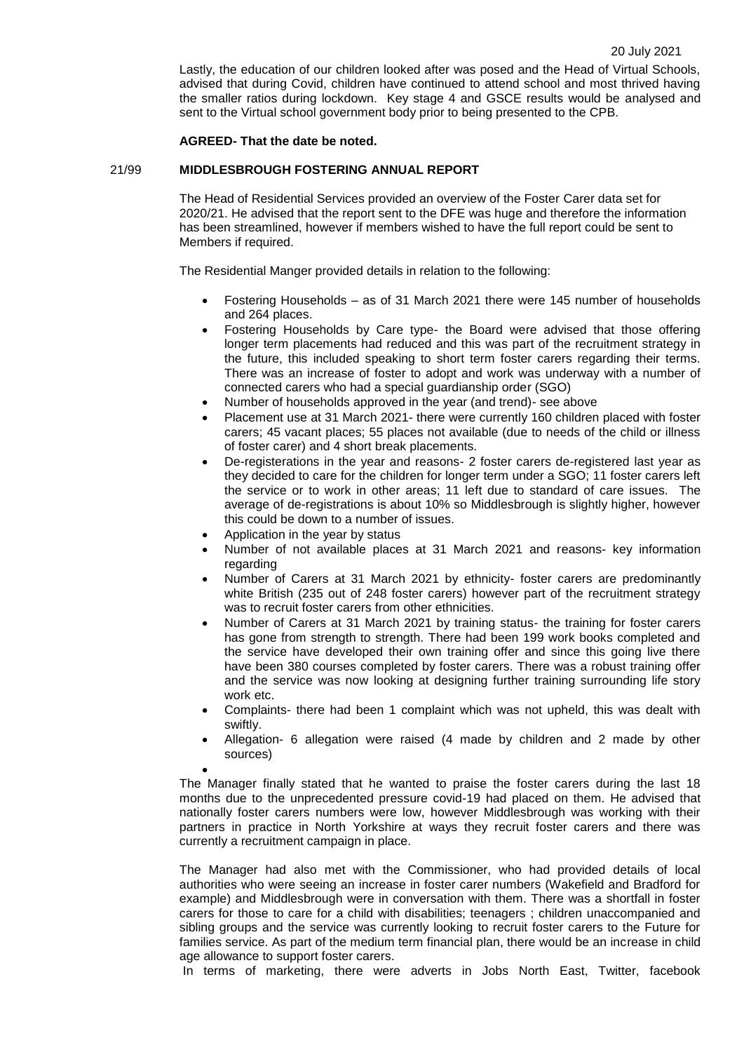Lastly, the education of our children looked after was posed and the Head of Virtual Schools, advised that during Covid, children have continued to attend school and most thrived having the smaller ratios during lockdown. Key stage 4 and GSCE results would be analysed and sent to the Virtual school government body prior to being presented to the CPB.

**AGREED- That the date be noted.**

21/99 **MIDDLESBROUGH FOSTERING ANNUAL REPORT**

The Head of Residential Services provided an overview of the Foster Carer data set for 2020/21. He advised that the report sent to the DFE was huge and therefore the information has been streamlined, however if members wished to have the full report could be sent to Members if required.

The Residential Manger provided details in relation to the following:

- Fostering Households – as of 31 March 2021 there were 145 number of households and 264 places.
- Fostering Households by Care type- the Board were advised that those offering longer term placements had reduced and this was part of the recruitment strategy in the future, this included speaking to short term foster carers regarding their terms. There was an increase of foster to adopt and work was underway with a number of connected carers who had a special guardianship order (SGO)
- Number of households approved in the year (and trend)- see above
- Placement use at 31 March 2021- there were currently 160 children placed with foster carers; 45 vacant places; 55 places not available (due to needs of the child or illness of foster carer) and 4 short break placements.
- De-registerations in the year and reasons- 2 foster carers de-registered last year as they decided to care for the children for longer term under a SGO; 11 foster carers left the service or to work in other areas; 11 left due to standard of care issues. The average of de-registrations is about 10% so Middlesbrough is slightly higher, however this could be down to a number of issues.
- Application in the year by status
- Number of not available places at 31 March 2021 and reasons- key information regarding
- Number of Carers at 31 March 2021 by ethnicity- foster carers are predominantly white British (235 out of 248 foster carers) however part of the recruitment strategy was to recruit foster carers from other ethnicities.
- Number of Carers at 31 March 2021 by training status- the training for foster carers has gone from strength to strength. There had been 199 work books completed and the service have developed their own training offer and since this going live there have been 380 courses completed by foster carers. There was a robust training offer and the service was now looking at designing further training surrounding life story work etc.
- Complaints- there had been 1 complaint which was not upheld, this was dealt with swiftly.
- Allegation- 6 allegation were raised (4 made by children and 2 made by other sources)

The Manager finally stated that he wanted to praise the foster carers during the last 18 months due to the unprecedented pressure covid-19 had placed on them. He advised that nationally foster carers numbers were low, however Middlesbrough was working with their partners in practice in North Yorkshire at ways they recruit foster carers and there was currently a recruitment campaign in place.

The Manager had also met with the Commissioner, who had provided details of local authorities who were seeing an increase in foster carer numbers (Wakefield and Bradford for example) and Middlesbrough were in conversation with them. There was a shortfall in foster carers for those to care for a child with disabilities; teenagers ; children unaccompanied and sibling groups and the service was currently looking to recruit foster carers to the Future for families service. As part of the medium term financial plan, there would be an increase in child age allowance to support foster carers.

In terms of marketing, there were adverts in Jobs North East, Twitter, facebook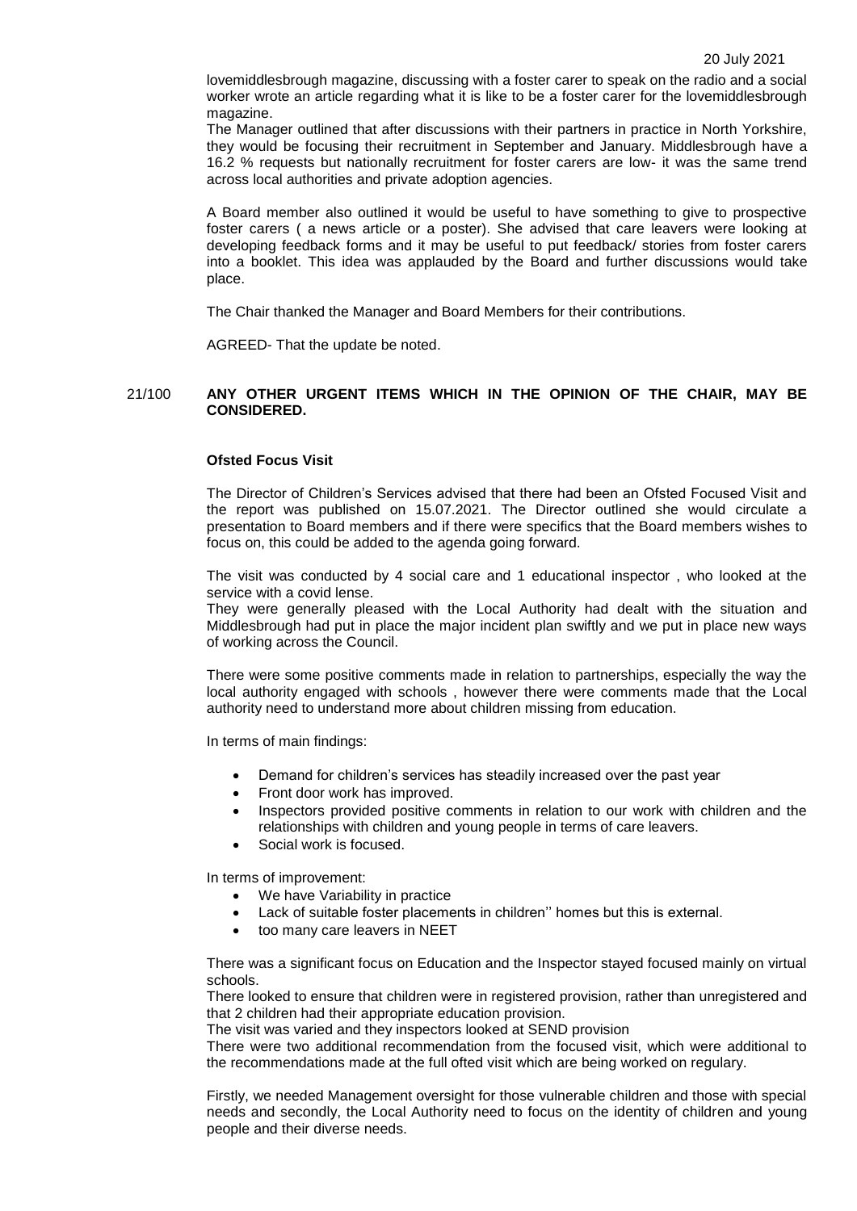lovemiddlesbrough magazine, discussing with a foster carer to speak on the radio and a social worker wrote an article regarding what it is like to be a foster carer for the lovemiddlesbrough magazine.

The Manager outlined that after discussions with their partners in practice in North Yorkshire, they would be focusing their recruitment in September and January. Middlesbrough have a 16.2 % requests but nationally recruitment for foster carers are low- it was the same trend across local authorities and private adoption agencies.

A Board member also outlined it would be useful to have something to give to prospective foster carers ( a news article or a poster). She advised that care leavers were looking at developing feedback forms and it may be useful to put feedback/ stories from foster carers into a booklet. This idea was applauded by the Board and further discussions would take place.

The Chair thanked the Manager and Board Members for their contributions.

AGREED- That the update be noted.

21/100 **ANY OTHER URGENT ITEMS WHICH IN THE OPINION OF THE CHAIR, MAY BE CONSIDERED.**

**Ofsted Focus Visit**

The Director of Children's Services advised that there had been an Ofsted Focused Visit and the report was published on 15.07.2021. The Director outlined she would circulate a presentation to Board members and if there were specifics that the Board members wishes to focus on, this could be added to the agenda going forward.

The visit was conducted by 4 social care and 1 educational inspector , who looked at the service with a covid lense.

They were generally pleased with the Local Authority had dealt with the situation and Middlesbrough had put in place the major incident plan swiftly and we put in place new ways of working across the Council.

There were some positive comments made in relation to partnerships, especially the way the local authority engaged with schools , however there were comments made that the Local authority need to understand more about children missing from education.

In terms of main findings:

- Demand for children's services has steadily increased over the past year
- Front door work has improved.
- Inspectors provided positive comments in relation to our work with children and the relationships with children and young people in terms of care leavers.
- Social work is focused.

In terms of improvement:

- We have Variability in practice
- Lack of suitable foster placements in children'' homes but this is external.
- too many care leavers in NEET

There was a significant focus on Education and the Inspector stayed focused mainly on virtual schools.

There looked to ensure that children were in registered provision, rather than unregistered and that 2 children had their appropriate education provision.

The visit was varied and they inspectors looked at SEND provision

There were two additional recommendation from the focused visit, which were additional to the recommendations made at the full ofted visit which are being worked on regulary.

Firstly, we needed Management oversight for those vulnerable children and those with special needs and secondly, the Local Authority need to focus on the identity of children and young people and their diverse needs.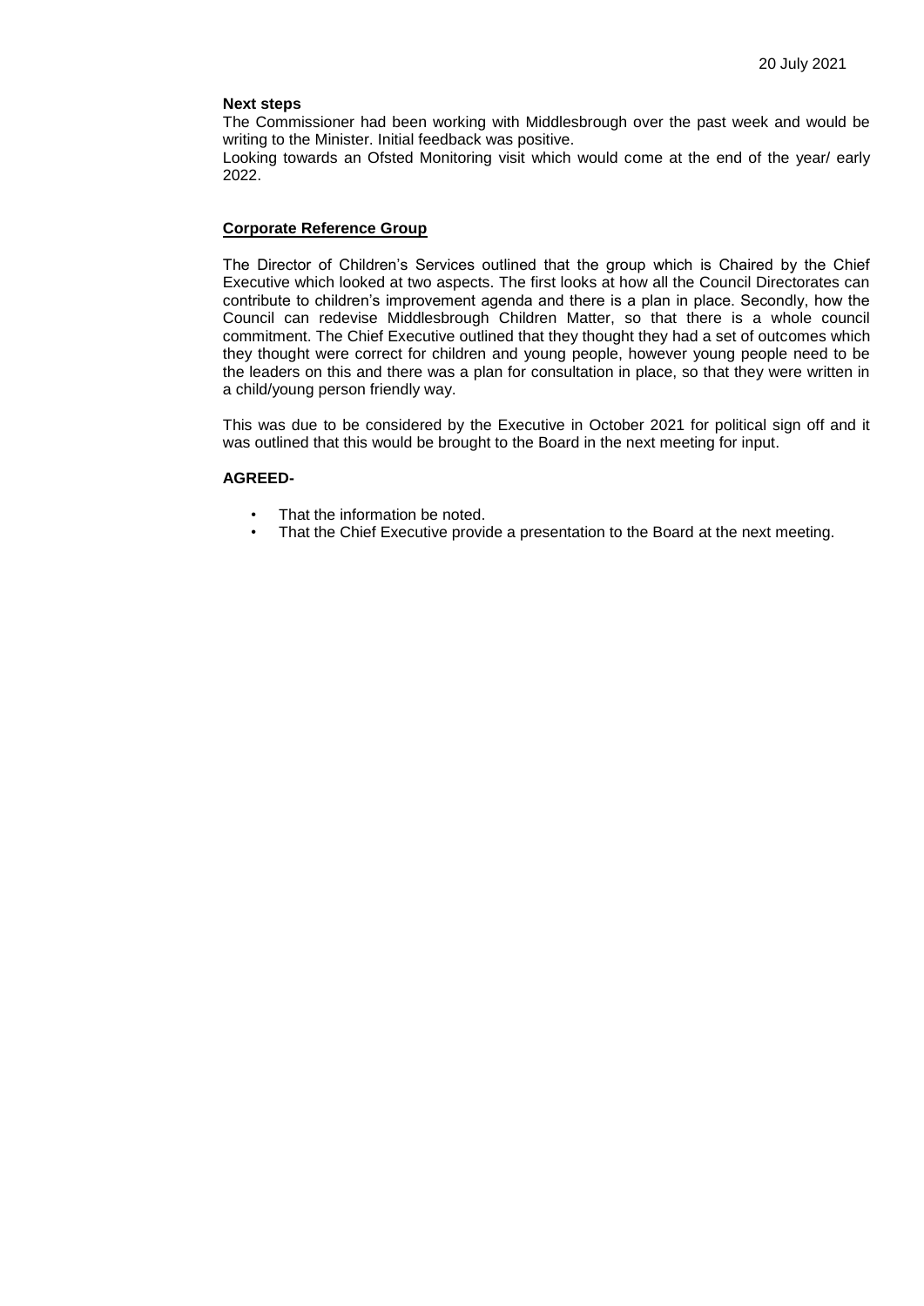**Next steps**

The Commissioner had been working with Middlesbrough over the past week and would be writing to the Minister. Initial feedback was positive.

Looking towards an Ofsted Monitoring visit which would come at the end of the year/ early 2022.

**Corporate Reference Group**

The Director of Children's Services outlined that the group which is Chaired by the Chief Executive which looked at two aspects. The first looks at how all the Council Directorates can contribute to children's improvement agenda and there is a plan in place. Secondly, how the Council can redevise Middlesbrough Children Matter, so that there is a whole council commitment. The Chief Executive outlined that they thought they had a set of outcomes which they thought were correct for children and young people, however young people need to be the leaders on this and there was a plan for consultation in place, so that they were written in a child/young person friendly way.

This was due to be considered by the Executive in October 2021 for political sign off and it was outlined that this would be brought to the Board in the next meeting for input.

**AGREED-**

- That the information be noted.
- That the Chief Executive provide a presentation to the Board at the next meeting.